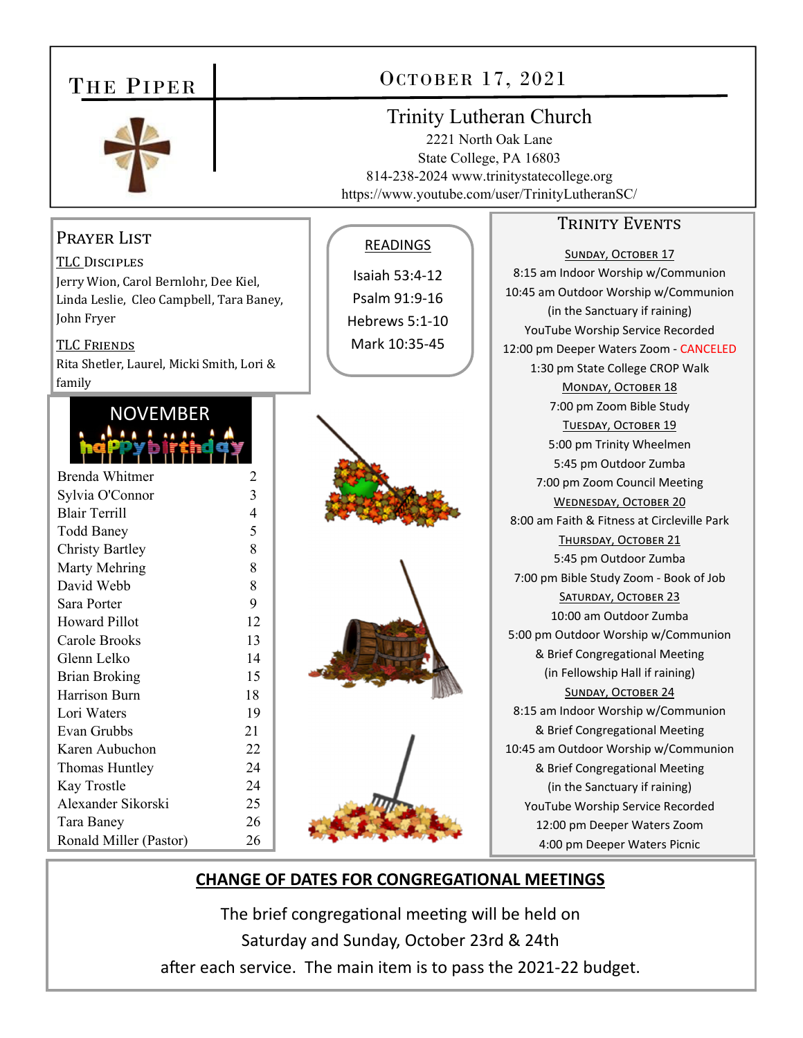# The Piper

## October 17, 2021

**Trinity Lutheran Church**
2221 North Oak Lane
State College, PA 16803
814-238-2024 www.trinitystatecollege.org
https://www.youtube.com/user/TrinityLutheranSC/

## Prayer List

**TLC Disciples**
Jerry Wion, Carol Bernlohr, Dee Kiel, Linda Leslie, Cleo Campbell, Tara Baney, John Fryer

**TLC Friends**
Rita Shetler, Laurel, Micki Smith, Lori & family

## Readings

Isaiah 53:4-12
Psalm 91:9-16
Hebrews 5:1-10
Mark 10:35-45

## November Happy Birthday

| Name | Day |
|---|---|
| Brenda Whitmer | 2 |
| Sylvia O'Connor | 3 |
| Blair Terrill | 4 |
| Todd Baney | 5 |
| Christy Bartley | 8 |
| Marty Mehring | 8 |
| David Webb | 8 |
| Sara Porter | 9 |
| Howard Pillot | 12 |
| Carole Brooks | 13 |
| Glenn Lelko | 14 |
| Brian Broking | 15 |
| Harrison Burn | 18 |
| Lori Waters | 19 |
| Evan Grubbs | 21 |
| Karen Aubuchon | 22 |
| Thomas Huntley | 24 |
| Kay Trostle | 24 |
| Alexander Sikorski | 25 |
| Tara Baney | 26 |
| Ronald Miller (Pastor) | 26 |

## Trinity Events

**Sunday, October 17**
8:15 am Indoor Worship w/Communion
10:45 am Outdoor Worship w/Communion (in the Sanctuary if raining)
YouTube Worship Service Recorded
12:00 pm Deeper Waters Zoom - CANCELED
1:30 pm State College CROP Walk

**Monday, October 18**
7:00 pm Zoom Bible Study

**Tuesday, October 19**
5:00 pm Trinity Wheelmen
5:45 pm Outdoor Zumba
7:00 pm Zoom Council Meeting

**Wednesday, October 20**
8:00 am Faith & Fitness at Circleville Park

**Thursday, October 21**
5:45 pm Outdoor Zumba
7:00 pm Bible Study Zoom - Book of Job

**Saturday, October 23**
10:00 am Outdoor Zumba
5:00 pm Outdoor Worship w/Communion & Brief Congregational Meeting (in Fellowship Hall if raining)

**Sunday, October 24**
8:15 am Indoor Worship w/Communion & Brief Congregational Meeting
10:45 am Outdoor Worship w/Communion & Brief Congregational Meeting (in the Sanctuary if raining)
YouTube Worship Service Recorded
12:00 pm Deeper Waters Zoom
4:00 pm Deeper Waters Picnic

## CHANGE OF DATES FOR CONGREGATIONAL MEETINGS

The brief congregational meeting will be held on Saturday and Sunday, October 23rd & 24th after each service. The main item is to pass the 2021-22 budget.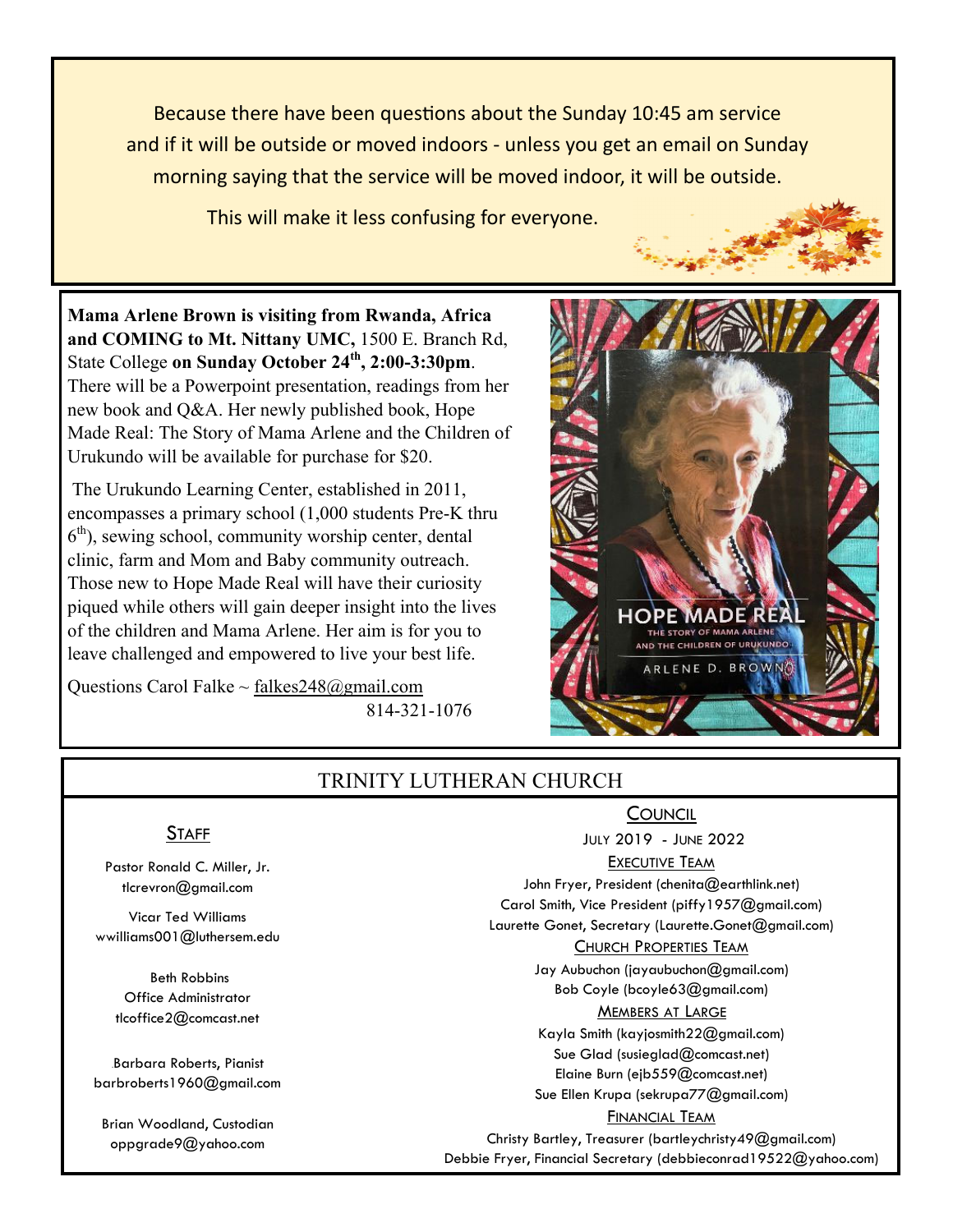Because there have been questions about the Sunday 10:45 am service and if it will be outside or moved indoors - unless you get an email on Sunday morning saying that the service will be moved indoor, it will be outside.

This will make it less confusing for everyone.

**Mama Arlene Brown is visiting from Rwanda, Africa and COMING to Mt. Nittany UMC,** 1500 E. Branch Rd, State College **on Sunday October 24th, 2:00-3:30pm**. There will be a Powerpoint presentation, readings from her new book and Q&A. Her newly published book, Hope Made Real: The Story of Mama Arlene and the Children of Urukundo will be available for purchase for $20.

The Urukundo Learning Center, established in 2011, encompasses a primary school (1,000 students Pre-K thru 6th), sewing school, community worship center, dental clinic, farm and Mom and Baby community outreach. Those new to Hope Made Real will have their curiosity piqued while others will gain deeper insight into the lives of the children and Mama Arlene. Her aim is for you to leave challenged and empowered to live your best life.

Questions Carol Falke ~ falkes248@gmail.com
814-321-1076

## TRINITY LUTHERAN CHURCH

### Staff

Pastor Ronald C. Miller, Jr.
tlcrevron@gmail.com

Vicar Ted Williams
wwilliams001@luthersem.edu

Beth Robbins
Office Administrator
tlcoffice2@comcast.net

Barbara Roberts, Pianist
barbroberts1960@gmail.com

Brian Woodland, Custodian
oppgrade9@yahoo.com

### Council

July 2019 - June 2022

**Executive Team**

John Fryer, President (chenita@earthlink.net)
Carol Smith, Vice President (piffy1957@gmail.com)
Laurette Gonet, Secretary (Laurette.Gonet@gmail.com)

**Church Properties Team**

Jay Aubuchon (jayaubuchon@gmail.com)
Bob Coyle (bcoyle63@gmail.com)

**Members at Large**

Kayla Smith (kayjosmith22@gmail.com)
Sue Glad (susieglad@comcast.net)
Elaine Burn (ejb559@comcast.net)
Sue Ellen Krupa (sekrupa77@gmail.com)

**Financial Team**

Christy Bartley, Treasurer (bartleychristy49@gmail.com)
Debbie Fryer, Financial Secretary (debbieconrad19522@yahoo.com)